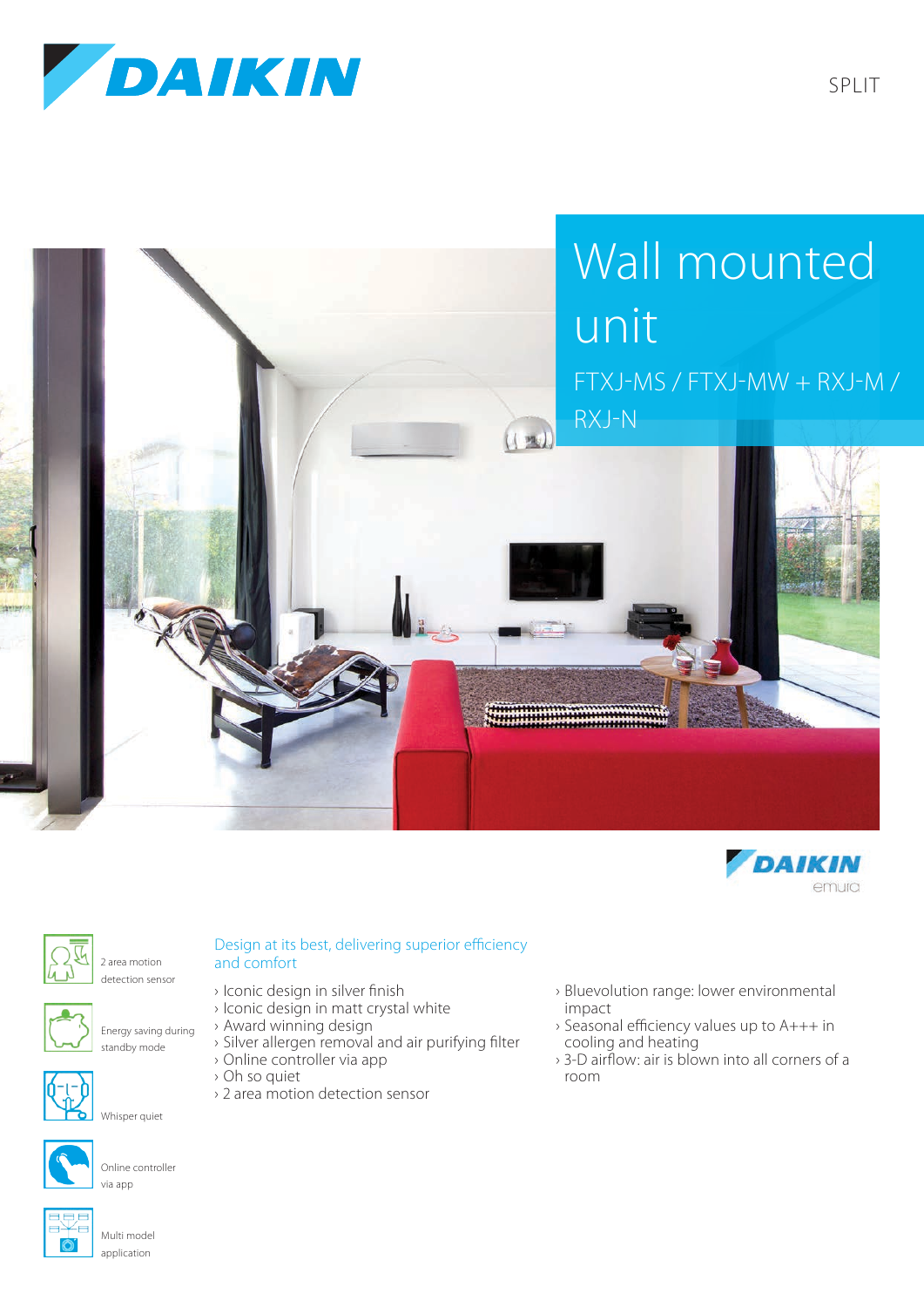SPLIT

# Wall mounted unit

## FTXJ-MS / FTXJ-MW + RXJ-M / RXJ-N

2 area motion detection sensor

Energy saving during standby mode

Whisper quiet

Online controller via app

Multi model application

### Design at its best, delivering superior efficiency and comfort

- › Iconic design in silver finish
- › Iconic design in matt crystal white
- › Award winning design
- › Silver allergen removal and air purifying filter
- › Online controller via app
- › Oh so quiet
- › 2 area motion detection sensor
- › Bluevolution range: lower environmental impact
- › Seasonal efficiency values up to A+++ in cooling and heating
- › 3-D airflow: air is blown into all corners of a room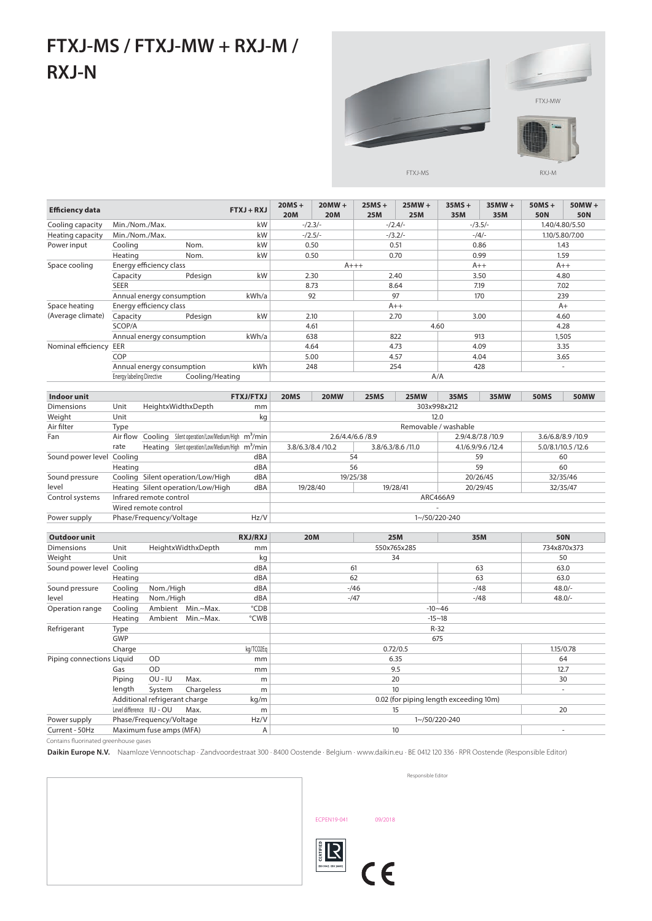# FTXJ-MS / FTXJ-MW + RXJ-M / RXJ-N

FTXJ-MW

FTXJ-MS

RXJ-M

| Efficiency data | | | FTXJ + RXJ | 20MS + 20M | 20MW + 20M | 25MS + 25M | 25MW + 25M | 35MS + 35M | 35MW + 35M | 50MS + 50N | 50MW + 50N |
|---|---|---|---|---|---|---|---|---|---|---|---|
| Cooling capacity | Min./Nom./Max. | | kW | -/2.3/- | | -/2.4/- | | -/3.5/- | | 1.40/4.80/5.50 | |
| Heating capacity | Min./Nom./Max. | | kW | -/2.5/- | | -/3.2/- | | -/4/- | | 1.10/5.80/7.00 | |
| Power input | Cooling | Nom. | kW | 0.50 | | 0.51 | | 0.86 | | 1.43 | |
| | Heating | Nom. | kW | 0.50 | | 0.70 | | 0.99 | | 1.59 | |
| Space cooling | Energy efficiency class | | | A+++ | | | | A++ | | A++ | |
| | Capacity | Pdesign | kW | 2.30 | | 2.40 | | 3.50 | | 4.80 | |
| | SEER | | | 8.73 | | 8.64 | | 7.19 | | 7.02 | |
| | Annual energy consumption | | kWh/a | 92 | | 97 | | 170 | | 239 | |
| Space heating (Average climate) | Energy efficiency class | | | A++ | | | | | | A+ | |
| | Capacity | Pdesign | kW | 2.10 | | 2.70 | | 3.00 | | 4.60 | |
| | SCOP/A | | | 4.61 | | 4.60 | | | | 4.28 | |
| | Annual energy consumption | | kWh/a | 638 | | 822 | | 913 | | 1,505 | |
| Nominal efficiency | EER | | | 4.64 | | 4.73 | | 4.09 | | 3.35 | |
| | COP | | | 5.00 | | 4.57 | | 4.04 | | 3.65 | |
| | Annual energy consumption | | kWh | 248 | | 254 | | 428 | | - | |
| | Energy labeling Directive | Cooling/Heating | | A/A | | | | | | | |

| Indoor unit | | | FTXJ/FTXJ | 20MS | 20MW | 25MS | 25MW | 35MS | 35MW | 50MS | 50MW |
|---|---|---|---|---|---|---|---|---|---|---|---|
| Dimensions | Unit | HeightxWidthxDepth | mm | 303x998x212 | | | | | | | |
| Weight | Unit | | kg | 12.0 | | | | | | | |
| Air filter | Type | | | Removable / washable | | | | | | | |
| Fan | Air flow rate | Cooling Silent operation/Low/Medium/High | m³/min | 2.6/4.4/6.6 /8.9 | | | | 2.9/4.8/7.8 /10.9 | | 3.6/6.8/8.9 /10.9 | |
| | | Heating Silent operation/Low/Medium/High | m³/min | 3.8/6.3/8.4 /10.2 | | 3.8/6.3/8.6 /11.0 | | 4.1/6.9/9.6 /12.4 | | 5.0/8.1/10.5 /12.6 | |
| Sound power level | Cooling | | dBA | 54 | | | | 59 | | 60 | |
| | Heating | | dBA | 56 | | | | 59 | | 60 | |
| Sound pressure level | Cooling | Silent operation/Low/High | dBA | 19/25/38 | | | | 20/26/45 | | 32/35/46 | |
| | Heating | Silent operation/Low/High | dBA | 19/28/40 | | 19/28/41 | | 20/29/45 | | 32/35/47 | |
| Control systems | Infrared remote control | | | ARC466A9 | | | | | | | |
| | Wired remote control | | | - | | | | | | | |
| Power supply | Phase/Frequency/Voltage | | Hz/V | 1~/50/220-240 | | | | | | | |

| Outdoor unit | | | | RXJ/RXJ | 20M | 25M | 35M | 50N |
|---|---|---|---|---|---|---|---|---|
| Dimensions | Unit | HeightxWidthxDepth | | mm | 550x765x285 | | | 734x870x373 |
| Weight | Unit | | | kg | 34 | | | 50 |
| Sound power level | Cooling | | | dBA | 61 | | 63 | 63.0 |
| | Heating | | | dBA | 62 | | 63 | 63.0 |
| Sound pressure level | Cooling | Nom./High | | dBA | -/46 | | -/48 | 48.0/- |
| | Heating | Nom./High | | dBA | -/47 | | -/48 | 48.0/- |
| Operation range | Cooling | Ambient | Min.~Max. | °CDB | -10~46 | | | |
| | Heating | Ambient | Min.~Max. | °CWB | -15~18 | | | |
| Refrigerant | Type | | | | R-32 | | | |
| | GWP | | | | 675 | | | |
| | Charge | | | kg/TCO2Eq | 0.72/0.5 | | | 1.15/0.78 |
| Piping connections | Liquid | OD | | mm | 6.35 | | | 64 |
| | Gas | OD | | mm | 9.5 | | | 12.7 |
| | Piping length | OU - IU | Max. | m | 20 | | | 30 |
| | | System | Chargeless | m | 10 | | | - |
| | Additional refrigerant charge | | | kg/m | 0.02 (for piping length exceeding 10m) | | | |
| | Level difference | IU - OU | Max. | m | 15 | | | 20 |
| Power supply | Phase/Frequency/Voltage | | | Hz/V | 1~/50/220-240 | | | |
| Current - 50Hz | Maximum fuse amps (MFA) | | | A | 10 | | | - |

Contains fluorinated greenhouse gases

**Daikin Europe N.V.** Naamloze Vennootschap · Zandvoordestraat 300 · 8400 Oostende · Belgium · www.daikin.eu · BE 0412 120 336 · RPR Oostende (Responsible Editor)

Responsible Editor

ECPEN19-041 09/2018